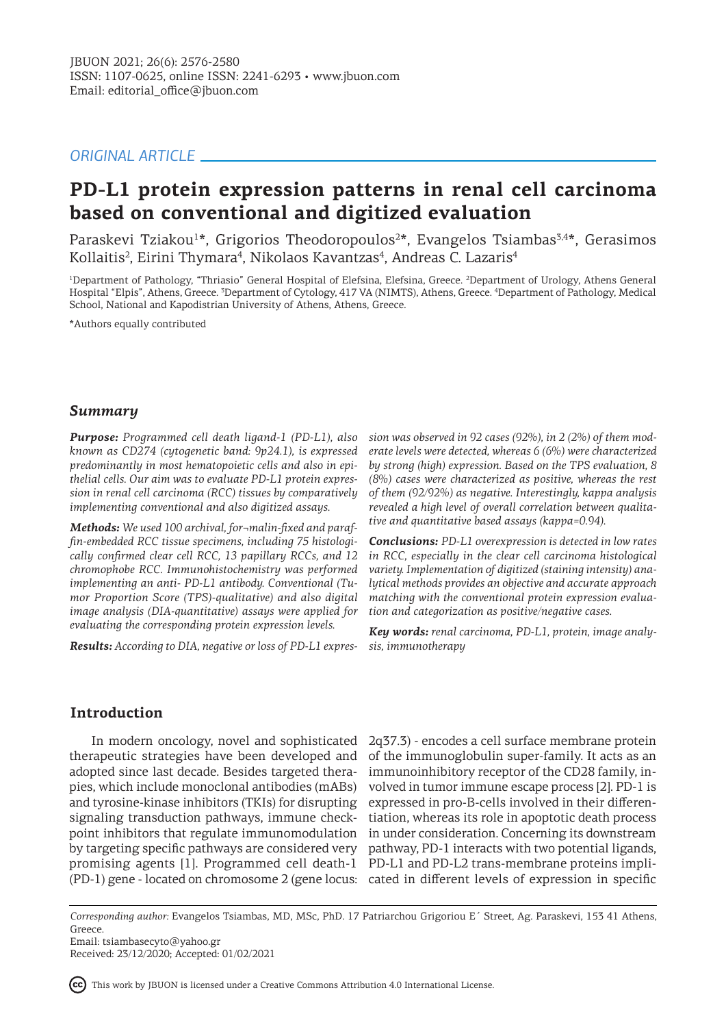*ORIGINAL ARTICLE*

# PD-L1 protein expression patterns in renal cell carcinoma based on conventional and digitized evaluation

Paraskevi Tziakou[1]*, Grigorios Theodoropoulos[2]*, Evangelos Tsiambas[3,4]*, Gerasimos Kollaitis[2], Eirini Thymara[4], Nikolaos Kavantzas[4], Andreas C. Lazaris[4]

[1]Department of Pathology, "Thriasio" General Hospital of Elefsina, Elefsina, Greece. [2]Department of Urology, Athens General Hospital "Elpis", Athens, Greece. [3]Department of Cytology, 417 VA (NIMTS), Athens, Greece. [4]Department of Pathology, Medical School, National and Kapodistrian University of Athens, Athens, Greece.

*Authors equally contributed

## Summary

***Purpose:*** *Programmed cell death ligand-1 (PD-L1), also known as CD274 (cytogenetic band: 9p24.1), is expressed predominantly in most hematopoietic cells and also in epithelial cells. Our aim was to evaluate PD-L1 protein expression in renal cell carcinoma (RCC) tissues by comparatively implementing conventional and also digitized assays.*

***Methods:*** *We used 100 archival, for¬malin-fixed and paraffin-embedded RCC tissue specimens, including 75 histologically confirmed clear cell RCC, 13 papillary RCCs, and 12 chromophobe RCC. Immunohistochemistry was performed implementing an anti- PD-L1 antibody. Conventional (Tumor Proportion Score (TPS)-qualitative) and also digital image analysis (DIA-quantitative) assays were applied for evaluating the corresponding protein expression levels.*

***Results:*** *According to DIA, negative or loss of PD-L1 expression was observed in 92 cases (92%), in 2 (2%) of them moderate levels were detected, whereas 6 (6%) were characterized by strong (high) expression. Based on the TPS evaluation, 8 (8%) cases were characterized as positive, whereas the rest of them (92/92%) as negative. Interestingly, kappa analysis revealed a high level of overall correlation between qualitative and quantitative based assays (kappa=0.94).*

***Conclusions:*** *PD-L1 overexpression is detected in low rates in RCC, especially in the clear cell carcinoma histological variety. Implementation of digitized (staining intensity) analytical methods provides an objective and accurate approach matching with the conventional protein expression evaluation and categorization as positive/negative cases.*

***Key words:*** *renal carcinoma, PD-L1, protein, image analysis, immunotherapy*

## Introduction

In modern oncology, novel and sophisticated therapeutic strategies have been developed and adopted since last decade. Besides targeted therapies, which include monoclonal antibodies (mABs) and tyrosine-kinase inhibitors (TKIs) for disrupting signaling transduction pathways, immune checkpoint inhibitors that regulate immunomodulation by targeting specific pathways are considered very promising agents [1]. Programmed cell death-1 (PD-1) gene - located on chromosome 2 (gene locus: 2q37.3) - encodes a cell surface membrane protein of the immunoglobulin super-family. It acts as an immunoinhibitory receptor of the CD28 family, involved in tumor immune escape process [2]. PD-1 is expressed in pro-B-cells involved in their differentiation, whereas its role in apoptotic death process in under consideration. Concerning its downstream pathway, PD-1 interacts with two potential ligands, PD-L1 and PD-L2 trans-membrane proteins implicated in different levels of expression in specific

*Corresponding author:* Evangelos Tsiambas, MD, MSc, PhD. 17 Patriarchou Grigoriou E´ Street, Ag. Paraskevi, 153 41 Athens, Greece.
Email: tsiambasecyto@yahoo.gr
Received: 23/12/2020; Accepted: 01/02/2021

This work by JBUON is licensed under a Creative Commons Attribution 4.0 International License.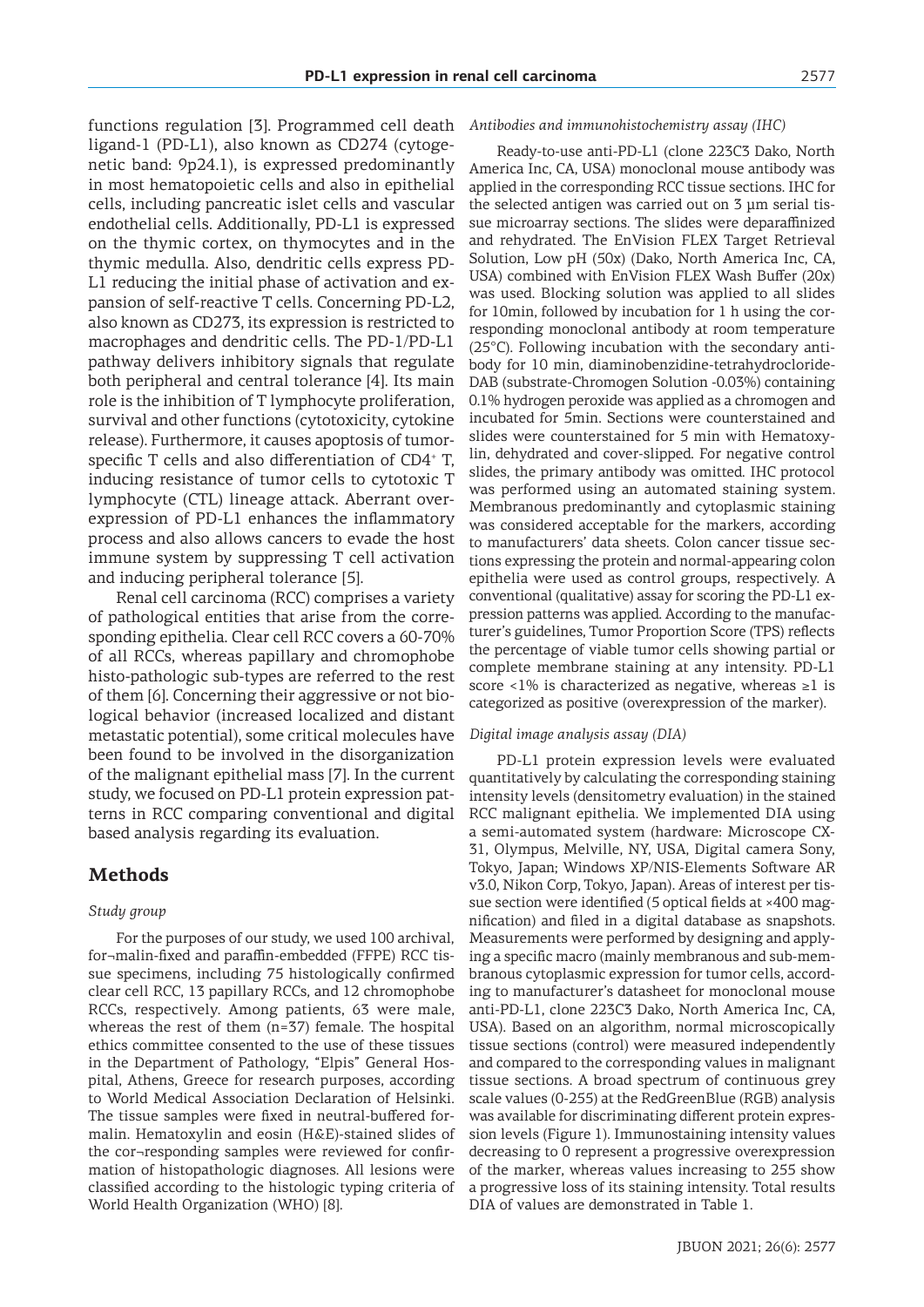functions regulation [3]. Programmed cell death ligand-1 (PD-L1), also known as CD274 (cytogenetic band: 9p24.1), is expressed predominantly in most hematopoietic cells and also in epithelial cells, including pancreatic islet cells and vascular endothelial cells. Additionally, PD-L1 is expressed on the thymic cortex, on thymocytes and in the thymic medulla. Also, dendritic cells express PD-L1 reducing the initial phase of activation and expansion of self-reactive T cells. Concerning PD-L2, also known as CD273, its expression is restricted to macrophages and dendritic cells. The PD-1/PD-L1 pathway delivers inhibitory signals that regulate both peripheral and central tolerance [4]. Its main role is the inhibition of T lymphocyte proliferation, survival and other functions (cytotoxicity, cytokine release). Furthermore, it causes apoptosis of tumor-specific T cells and also differentiation of $CD4^+$ T, inducing resistance of tumor cells to cytotoxic T lymphocyte (CTL) lineage attack. Aberrant overexpression of PD-L1 enhances the inflammatory process and also allows cancers to evade the host immune system by suppressing T cell activation and inducing peripheral tolerance [5].

Renal cell carcinoma (RCC) comprises a variety of pathological entities that arise from the corresponding epithelia. Clear cell RCC covers a 60-70% of all RCCs, whereas papillary and chromophobe histo-pathologic sub-types are referred to the rest of them [6]. Concerning their aggressive or not biological behavior (increased localized and distant metastatic potential), some critical molecules have been found to be involved in the disorganization of the malignant epithelial mass [7]. In the current study, we focused on PD-L1 protein expression patterns in RCC comparing conventional and digital based analysis regarding its evaluation.

## Methods

### *Study group*

For the purposes of our study, we used 100 archival, for¬malin-fixed and paraffin-embedded (FFPE) RCC tissue specimens, including 75 histologically confirmed clear cell RCC, 13 papillary RCCs, and 12 chromophobe RCCs, respectively. Among patients, 63 were male, whereas the rest of them (n=37) female. The hospital ethics committee consented to the use of these tissues in the Department of Pathology, "Elpis" General Hospital, Athens, Greece for research purposes, according to World Medical Association Declaration of Helsinki. The tissue samples were fixed in neutral-buffered formalin. Hematoxylin and eosin (H&E)-stained slides of the cor¬responding samples were reviewed for confirmation of histopathologic diagnoses. All lesions were classified according to the histologic typing criteria of World Health Organization (WHO) [8].

### *Antibodies and immunohistochemistry assay (IHC)*

Ready-to-use anti-PD-L1 (clone 223C3 Dako, North America Inc, CA, USA) monoclonal mouse antibody was applied in the corresponding RCC tissue sections. IHC for the selected antigen was carried out on 3 μm serial tissue microarray sections. The slides were deparaffinized and rehydrated. The EnVision FLEX Target Retrieval Solution, Low pH (50x) (Dako, North America Inc, CA, USA) combined with EnVision FLEX Wash Buffer (20x) was used. Blocking solution was applied to all slides for 10min, followed by incubation for 1 h using the corresponding monoclonal antibody at room temperature (25°C). Following incubation with the secondary antibody for 10 min, diaminobenzidine-tetrahydrocloride-DAB (substrate-Chromogen Solution -0.03%) containing 0.1% hydrogen peroxide was applied as a chromogen and incubated for 5min. Sections were counterstained and slides were counterstained for 5 min with Hematoxylin, dehydrated and cover-slipped. For negative control slides, the primary antibody was omitted. IHC protocol was performed using an automated staining system. Membranous predominantly and cytoplasmic staining was considered acceptable for the markers, according to manufacturers' data sheets. Colon cancer tissue sections expressing the protein and normal-appearing colon epithelia were used as control groups, respectively. A conventional (qualitative) assay for scoring the PD-L1 expression patterns was applied. According to the manufacturer's guidelines, Tumor Proportion Score (TPS) reflects the percentage of viable tumor cells showing partial or complete membrane staining at any intensity. PD-L1 score <1% is characterized as negative, whereas ≥1 is categorized as positive (overexpression of the marker).

### *Digital image analysis assay (DIA)*

PD-L1 protein expression levels were evaluated quantitatively by calculating the corresponding staining intensity levels (densitometry evaluation) in the stained RCC malignant epithelia. We implemented DIA using a semi-automated system (hardware: Microscope CX-31, Olympus, Melville, NY, USA, Digital camera Sony, Tokyo, Japan; Windows XP/NIS-Elements Software AR v3.0, Nikon Corp, Tokyo, Japan). Areas of interest per tissue section were identified (5 optical fields at ×400 magnification) and filed in a digital database as snapshots. Measurements were performed by designing and applying a specific macro (mainly membranous and sub-membranous cytoplasmic expression for tumor cells, according to manufacturer's datasheet for monoclonal mouse anti-PD-L1, clone 223C3 Dako, North America Inc, CA, USA). Based on an algorithm, normal microscopically tissue sections (control) were measured independently and compared to the corresponding values in malignant tissue sections. A broad spectrum of continuous grey scale values (0-255) at the RedGreenBlue (RGB) analysis was available for discriminating different protein expression levels (Figure 1). Immunostaining intensity values decreasing to 0 represent a progressive overexpression of the marker, whereas values increasing to 255 show a progressive loss of its staining intensity. Total results DIA of values are demonstrated in Table 1.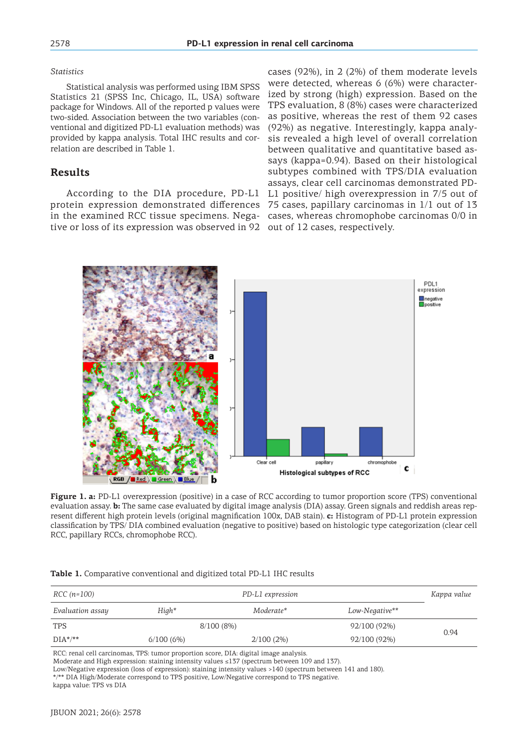*Statistics*

Statistical analysis was performed using IBM SPSS Statistics 21 (SPSS Inc, Chicago, IL, USA) software package for Windows. All of the reported p values were two-sided. Association between the two variables (conventional and digitized PD-L1 evaluation methods) was provided by kappa analysis. Total IHC results and correlation are described in Table 1.

## Results

According to the DIA procedure, PD-L1 protein expression demonstrated differences in the examined RCC tissue specimens. Negative or loss of its expression was observed in 92 cases (92%), in 2 (2%) of them moderate levels were detected, whereas 6 (6%) were characterized by strong (high) expression. Based on the TPS evaluation, 8 (8%) cases were characterized as positive, whereas the rest of them 92 cases (92%) as negative. Interestingly, kappa analysis revealed a high level of overall correlation between qualitative and quantitative based assays (kappa=0.94). Based on their histological subtypes combined with TPS/DIA evaluation assays, clear cell carcinomas demonstrated PD-L1 positive/ high overexpression in 7/5 out of 75 cases, papillary carcinomas in 1/1 out of 13 cases, whereas chromophobe carcinomas 0/0 in out of 12 cases, respectively.

**Figure 1. a:** PD-L1 overexpression (positive) in a case of RCC according to tumor proportion score (TPS) conventional evaluation assay. **b:** The same case evaluated by digital image analysis (DIA) assay. Green signals and reddish areas represent different high protein levels (original magnification 100x, DAB stain). **c:** Histogram of PD-L1 protein expression classification by TPS/ DIA combined evaluation (negative to positive) based on histologic type categorization (clear cell RCC, papillary RCCs, chromophobe RCC).

**Table 1.** Comparative conventional and digitized total PD-L1 IHC results

| *RCC (n=100)* | *PD-L1 expression* | | | *Kappa value* |
|---|---|---|---|---|
| *Evaluation assay* | *High** | *Moderate** | *Low-Negative*** | |
| TPS | 8/100 (8%) | | 92/100 (92%) | 0.94 |
| DIA*/** | 6/100 (6%) | 2/100 (2%) | 92/100 (92%) | |

RCC: renal cell carcinomas, TPS: tumor proportion score, DIA: digital image analysis.
Moderate and High expression: staining intensity values ≤137 (spectrum between 109 and 137).
Low/Negative expression (loss of expression): staining intensity values >140 (spectrum between 141 and 180).
*/** DIA High/Moderate correspond to TPS positive, Low/Negative correspond to TPS negative.
kappa value: TPS vs DIA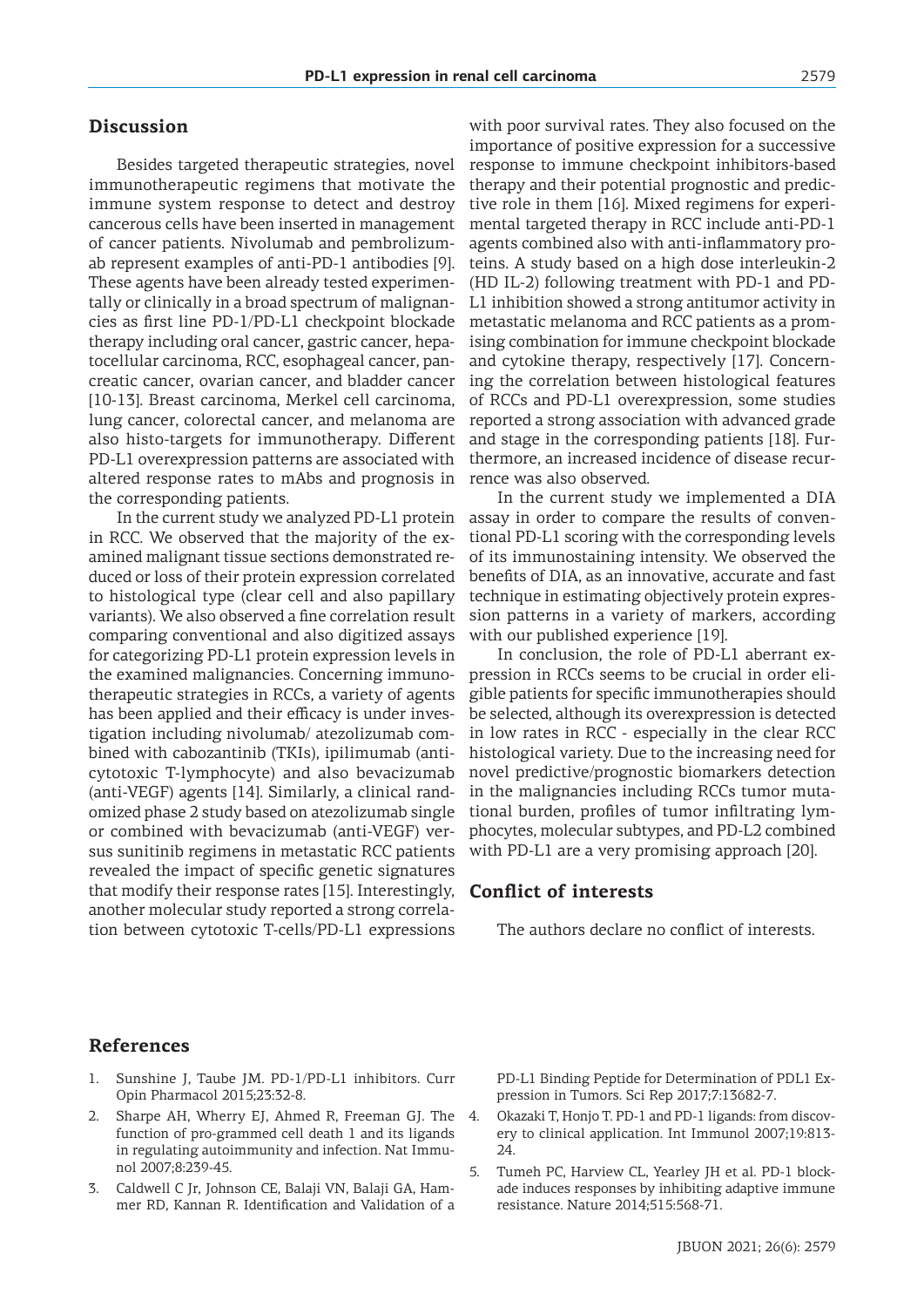## Discussion

Besides targeted therapeutic strategies, novel immunotherapeutic regimens that motivate the immune system response to detect and destroy cancerous cells have been inserted in management of cancer patients. Nivolumab and pembrolizumab represent examples of anti-PD-1 antibodies [9]. These agents have been already tested experimentally or clinically in a broad spectrum of malignancies as first line PD-1/PD-L1 checkpoint blockade therapy including oral cancer, gastric cancer, hepatocellular carcinoma, RCC, esophageal cancer, pancreatic cancer, ovarian cancer, and bladder cancer [10-13]. Breast carcinoma, Merkel cell carcinoma, lung cancer, colorectal cancer, and melanoma are also histo-targets for immunotherapy. Different PD-L1 overexpression patterns are associated with altered response rates to mAbs and prognosis in the corresponding patients.

In the current study we analyzed PD-L1 protein in RCC. We observed that the majority of the examined malignant tissue sections demonstrated reduced or loss of their protein expression correlated to histological type (clear cell and also papillary variants). We also observed a fine correlation result comparing conventional and also digitized assays for categorizing PD-L1 protein expression levels in the examined malignancies. Concerning immunotherapeutic strategies in RCCs, a variety of agents has been applied and their efficacy is under investigation including nivolumab/ atezolizumab combined with cabozantinib (TKIs), ipilimumab (anti-cytotoxic T-lymphocyte) and also bevacizumab (anti-VEGF) agents [14]. Similarly, a clinical randomized phase 2 study based on atezolizumab single or combined with bevacizumab (anti-VEGF) versus sunitinib regimens in metastatic RCC patients revealed the impact of specific genetic signatures that modify their response rates [15]. Interestingly, another molecular study reported a strong correlation between cytotoxic T-cells/PD-L1 expressions with poor survival rates. They also focused on the importance of positive expression for a successive response to immune checkpoint inhibitors-based therapy and their potential prognostic and predictive role in them [16]. Mixed regimens for experimental targeted therapy in RCC include anti-PD-1 agents combined also with anti-inflammatory proteins. A study based on a high dose interleukin-2 (HD IL-2) following treatment with PD-1 and PD-L1 inhibition showed a strong antitumor activity in metastatic melanoma and RCC patients as a promising combination for immune checkpoint blockade and cytokine therapy, respectively [17]. Concerning the correlation between histological features of RCCs and PD-L1 overexpression, some studies reported a strong association with advanced grade and stage in the corresponding patients [18]. Furthermore, an increased incidence of disease recurrence was also observed.

In the current study we implemented a DIA assay in order to compare the results of conventional PD-L1 scoring with the corresponding levels of its immunostaining intensity. We observed the benefits of DIA, as an innovative, accurate and fast technique in estimating objectively protein expression patterns in a variety of markers, according with our published experience [19].

In conclusion, the role of PD-L1 aberrant expression in RCCs seems to be crucial in order eligible patients for specific immunotherapies should be selected, although its overexpression is detected in low rates in RCC - especially in the clear RCC histological variety. Due to the increasing need for novel predictive/prognostic biomarkers detection in the malignancies including RCCs tumor mutational burden, profiles of tumor infiltrating lymphocytes, molecular subtypes, and PD-L2 combined with PD-L1 are a very promising approach [20].

## Conflict of interests

The authors declare no conflict of interests.

## References

1. Sunshine J, Taube JM. PD-1/PD-L1 inhibitors. Curr Opin Pharmacol 2015;23:32-8.
2. Sharpe AH, Wherry EJ, Ahmed R, Freeman GJ. The function of pro-grammed cell death 1 and its ligands in regulating autoimmunity and infection. Nat Immunol 2007;8:239-45.
3. Caldwell C Jr, Johnson CE, Balaji VN, Balaji GA, Hammer RD, Kannan R. Identification and Validation of a PD-L1 Binding Peptide for Determination of PDL1 Expression in Tumors. Sci Rep 2017;7:13682-7.
4. Okazaki T, Honjo T. PD-1 and PD-1 ligands: from discovery to clinical application. Int Immunol 2007;19:813-24.
5. Tumeh PC, Harview CL, Yearley JH et al. PD-1 blockade induces responses by inhibiting adaptive immune resistance. Nature 2014;515:568-71.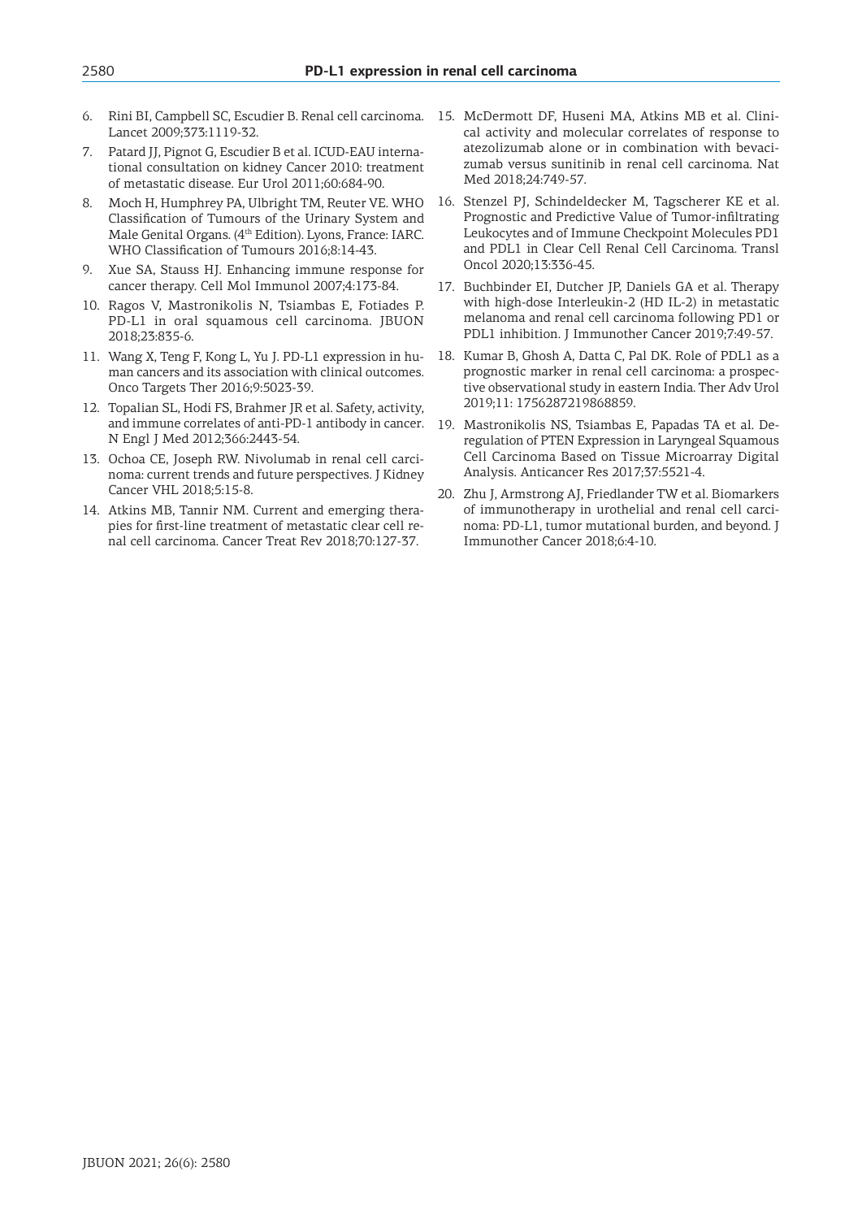6. Rini BI, Campbell SC, Escudier B. Renal cell carcinoma. Lancet 2009;373:1119-32.
7. Patard JJ, Pignot G, Escudier B et al. ICUD-EAU international consultation on kidney Cancer 2010: treatment of metastatic disease. Eur Urol 2011;60:684-90.
8. Moch H, Humphrey PA, Ulbright TM, Reuter VE. WHO Classification of Tumours of the Urinary System and Male Genital Organs. (4th Edition). Lyons, France: IARC. WHO Classification of Tumours 2016;8:14-43.
9. Xue SA, Stauss HJ. Enhancing immune response for cancer therapy. Cell Mol Immunol 2007;4:173-84.
10. Ragos V, Mastronikolis N, Tsiambas E, Fotiades P. PD-L1 in oral squamous cell carcinoma. JBUON 2018;23:835-6.
11. Wang X, Teng F, Kong L, Yu J. PD-L1 expression in human cancers and its association with clinical outcomes. Onco Targets Ther 2016;9:5023-39.
12. Topalian SL, Hodi FS, Brahmer JR et al. Safety, activity, and immune correlates of anti-PD-1 antibody in cancer. N Engl J Med 2012;366:2443-54.
13. Ochoa CE, Joseph RW. Nivolumab in renal cell carcinoma: current trends and future perspectives. J Kidney Cancer VHL 2018;5:15-8.
14. Atkins MB, Tannir NM. Current and emerging therapies for first-line treatment of metastatic clear cell renal cell carcinoma. Cancer Treat Rev 2018;70:127-37.
15. McDermott DF, Huseni MA, Atkins MB et al. Clinical activity and molecular correlates of response to atezolizumab alone or in combination with bevacizumab versus sunitinib in renal cell carcinoma. Nat Med 2018;24:749-57.
16. Stenzel PJ, Schindeldecker M, Tagscherer KE et al. Prognostic and Predictive Value of Tumor-infiltrating Leukocytes and of Immune Checkpoint Molecules PD1 and PDL1 in Clear Cell Renal Cell Carcinoma. Transl Oncol 2020;13:336-45.
17. Buchbinder EI, Dutcher JP, Daniels GA et al. Therapy with high-dose Interleukin-2 (HD IL-2) in metastatic melanoma and renal cell carcinoma following PD1 or PDL1 inhibition. J Immunother Cancer 2019;7:49-57.
18. Kumar B, Ghosh A, Datta C, Pal DK. Role of PDL1 as a prognostic marker in renal cell carcinoma: a prospective observational study in eastern India. Ther Adv Urol 2019;11: 1756287219868859.
19. Mastronikolis NS, Tsiambas E, Papadas TA et al. Deregulation of PTEN Expression in Laryngeal Squamous Cell Carcinoma Based on Tissue Microarray Digital Analysis. Anticancer Res 2017;37:5521-4.
20. Zhu J, Armstrong AJ, Friedlander TW et al. Biomarkers of immunotherapy in urothelial and renal cell carcinoma: PD-L1, tumor mutational burden, and beyond. J Immunother Cancer 2018;6:4-10.